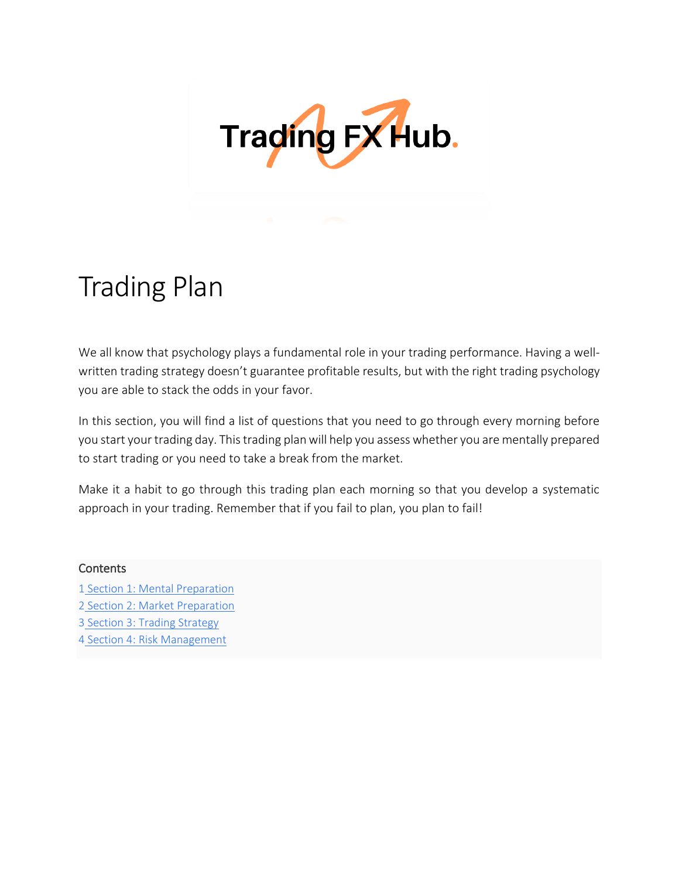Trading FX Hub.

# Trading Plan

We all know that psychology plays a fundamental role in your trading performance. Having a well-written trading strategy doesn't guarantee profitable results, but with the right trading psychology you are able to stack the odds in your favor.

In this section, you will find a list of questions that you need to go through every morning before you start your trading day. This trading plan will help you assess whether you are mentally prepared to start trading or you need to take a break from the market.

Make it a habit to go through this trading plan each morning so that you develop a systematic approach in your trading. Remember that if you fail to plan, you plan to fail!

**Contents**

1 Section 1: Mental Preparation
2 Section 2: Market Preparation
3 Section 3: Trading Strategy
4 Section 4: Risk Management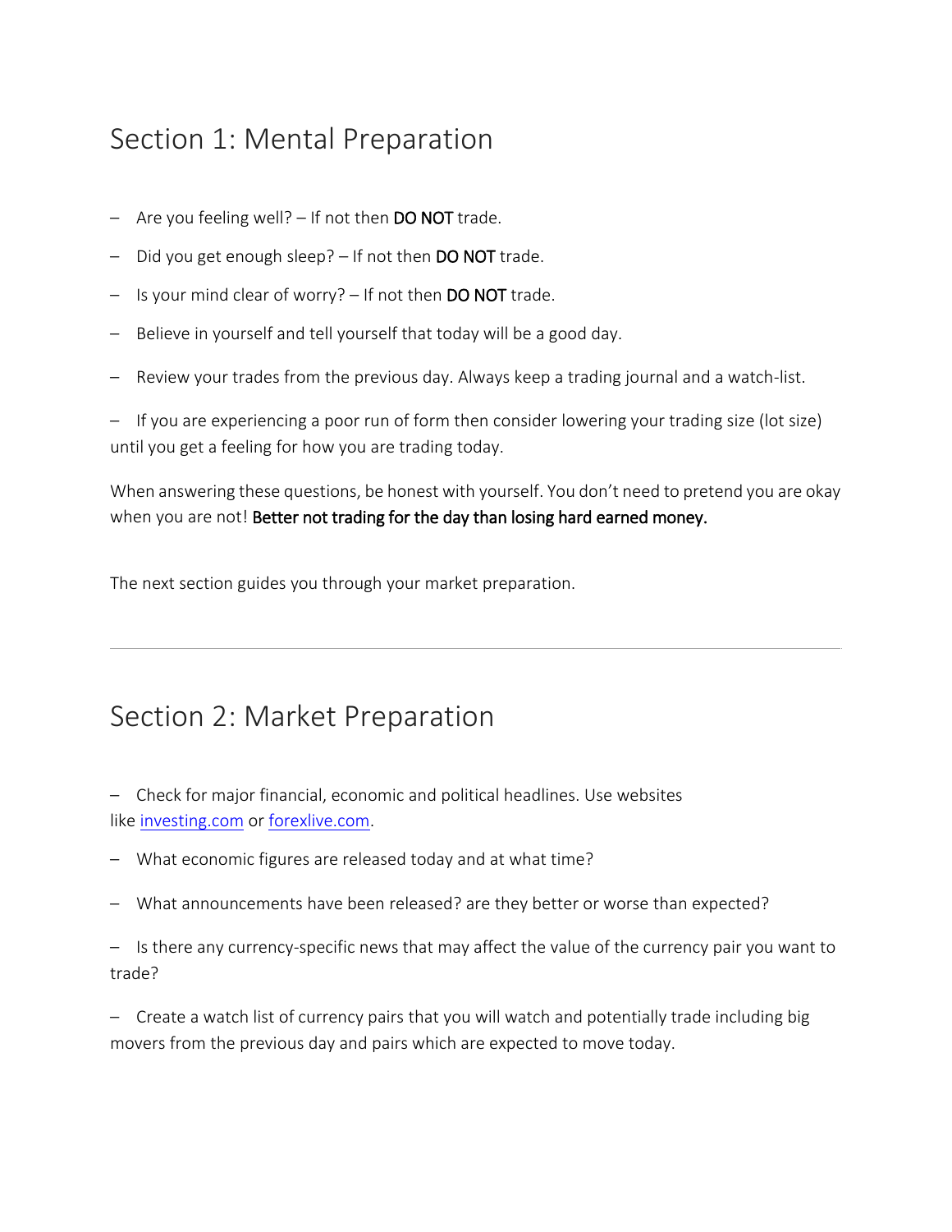## Section 1: Mental Preparation

– Are you feeling well? – If not then **DO NOT** trade.

– Did you get enough sleep? – If not then **DO NOT** trade.

– Is your mind clear of worry? – If not then **DO NOT** trade.

– Believe in yourself and tell yourself that today will be a good day.

– Review your trades from the previous day. Always keep a trading journal and a watch-list.

– If you are experiencing a poor run of form then consider lowering your trading size (lot size) until you get a feeling for how you are trading today.

When answering these questions, be honest with yourself. You don't need to pretend you are okay when you are not! **Better not trading for the day than losing hard earned money.**

The next section guides you through your market preparation.

---

## Section 2: Market Preparation

– Check for major financial, economic and political headlines. Use websites like [investing.com](investing.com) or [forexlive.com](forexlive.com).

– What economic figures are released today and at what time?

– What announcements have been released? are they better or worse than expected?

– Is there any currency-specific news that may affect the value of the currency pair you want to trade?

– Create a watch list of currency pairs that you will watch and potentially trade including big movers from the previous day and pairs which are expected to move today.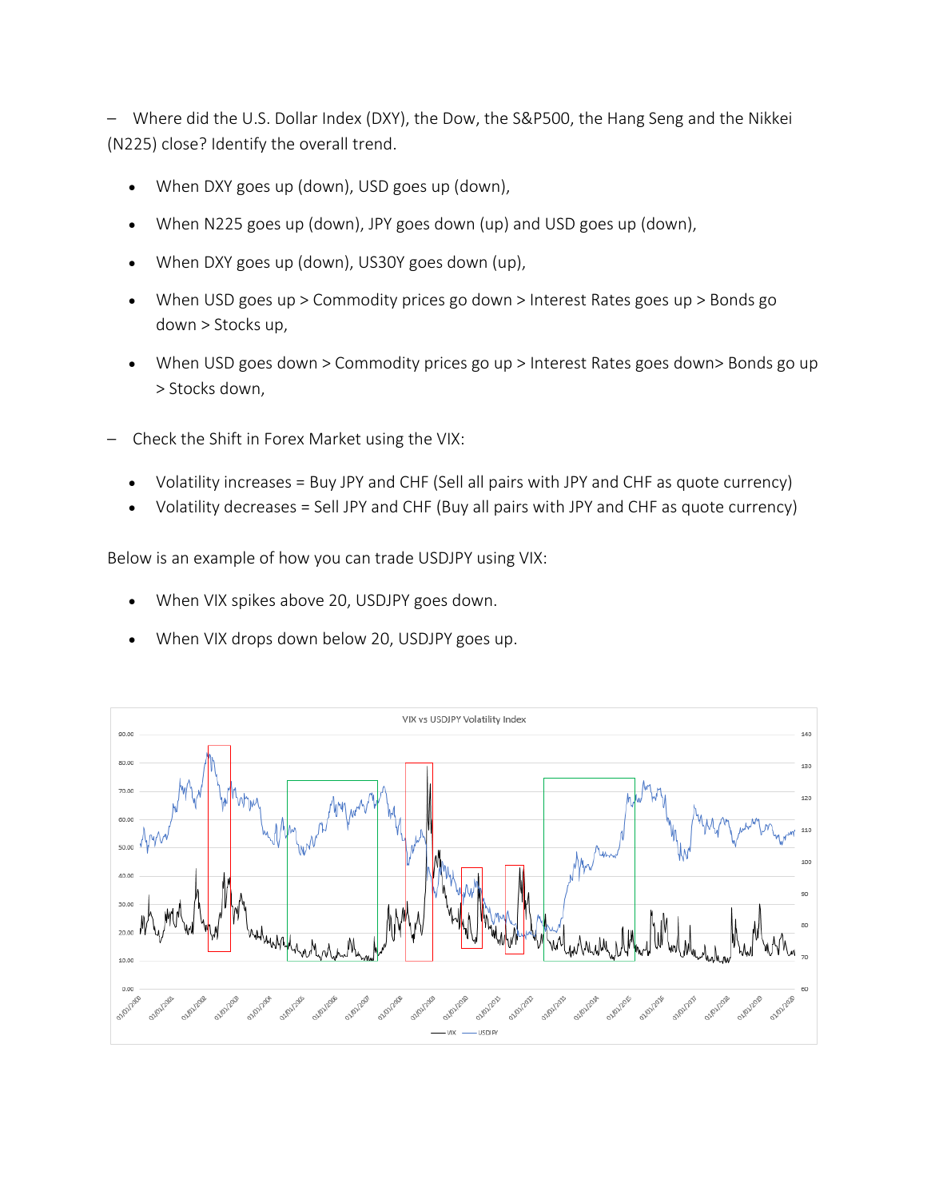– Where did the U.S. Dollar Index (DXY), the Dow, the S&P500, the Hang Seng and the Nikkei (N225) close? Identify the overall trend.

- When DXY goes up (down), USD goes up (down),
- When N225 goes up (down), JPY goes down (up) and USD goes up (down),
- When DXY goes up (down), US30Y goes down (up),
- When USD goes up > Commodity prices go down > Interest Rates goes up > Bonds go down > Stocks up,
- When USD goes down > Commodity prices go up > Interest Rates goes down> Bonds go up > Stocks down,

– Check the Shift in Forex Market using the VIX:

- Volatility increases = Buy JPY and CHF (Sell all pairs with JPY and CHF as quote currency)
- Volatility decreases = Sell JPY and CHF (Buy all pairs with JPY and CHF as quote currency)

Below is an example of how you can trade USDJPY using VIX:

- When VIX spikes above 20, USDJPY goes down.
- When VIX drops down below 20, USDJPY goes up.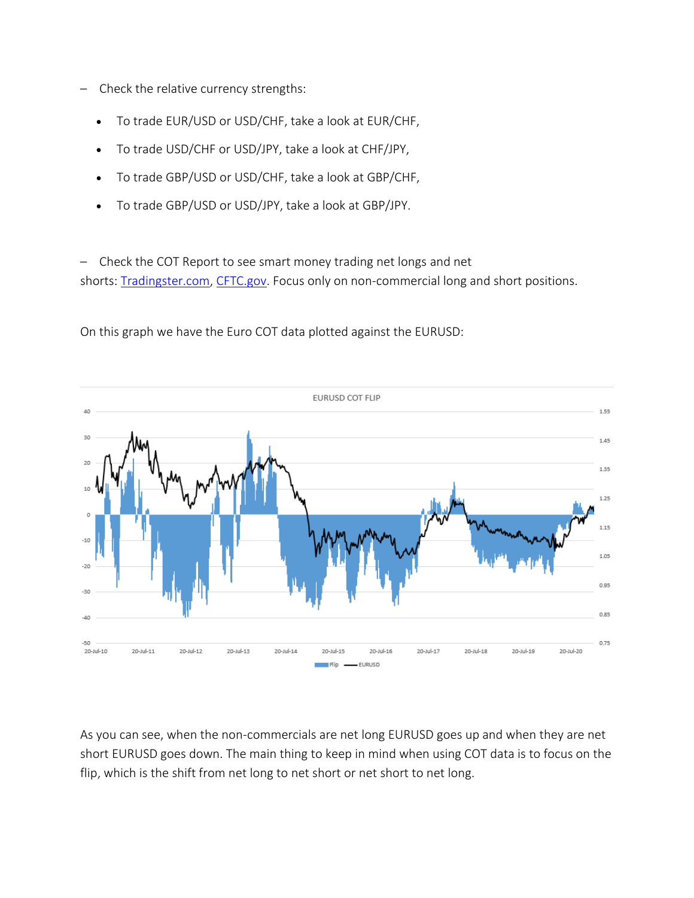- Check the relative currency strengths:
  - To trade EUR/USD or USD/CHF, take a look at EUR/CHF,
  - To trade USD/CHF or USD/JPY, take a look at CHF/JPY,
  - To trade GBP/USD or USD/CHF, take a look at GBP/CHF,
  - To trade GBP/USD or USD/JPY, take a look at GBP/JPY.

- Check the COT Report to see smart money trading net longs and net shorts: Tradingster.com, CFTC.gov. Focus only on non-commercial long and short positions.

On this graph we have the Euro COT data plotted against the EURUSD:

As you can see, when the non-commercials are net long EURUSD goes up and when they are net short EURUSD goes down. The main thing to keep in mind when using COT data is to focus on the flip, which is the shift from net long to net short or net short to net long.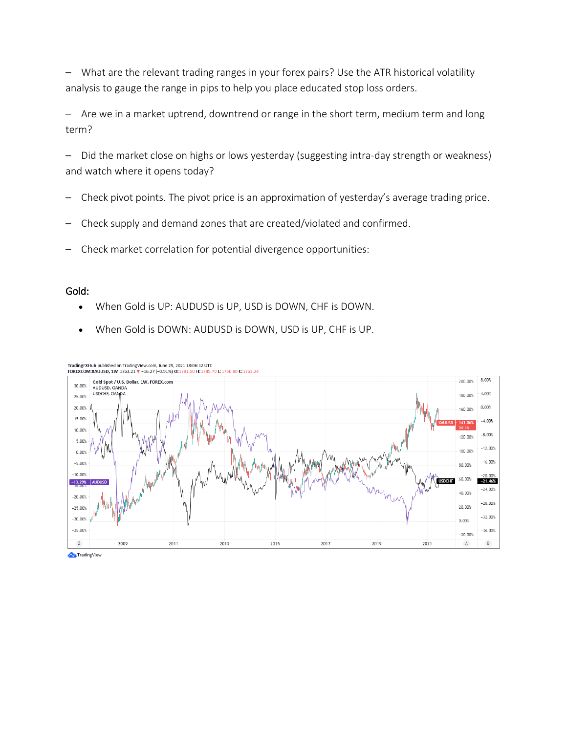– What are the relevant trading ranges in your forex pairs? Use the ATR historical volatility analysis to gauge the range in pips to help you place educated stop loss orders.

– Are we in a market uptrend, downtrend or range in the short term, medium term and long term?

– Did the market close on highs or lows yesterday (suggesting intra-day strength or weakness) and watch where it opens today?

– Check pivot points. The pivot price is an approximation of yesterday's average trading price.

– Check supply and demand zones that are created/violated and confirmed.

– Check market correlation for potential divergence opportunities:

## Gold:

- When Gold is UP: AUDUSD is UP, USD is DOWN, CHF is DOWN.
- When Gold is DOWN: AUDUSD is DOWN, USD is UP, CHF is UP.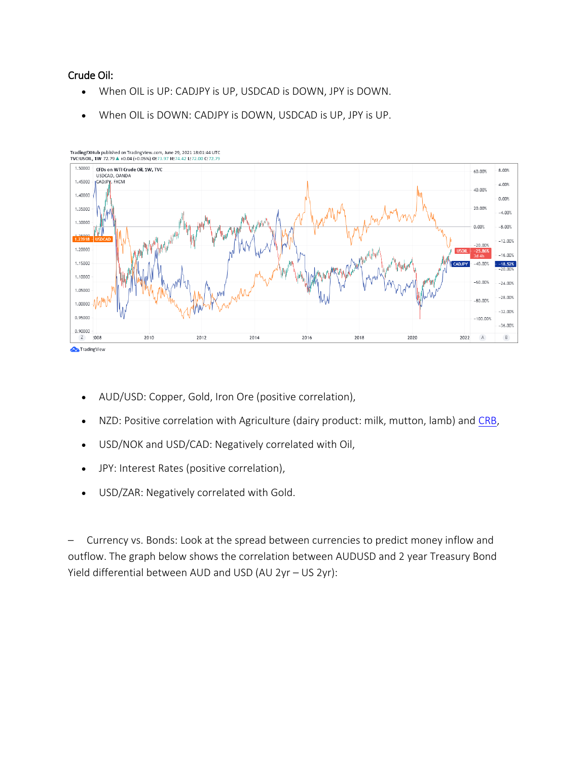Crude Oil:

- When OIL is UP: CADJPY is UP, USDCAD is DOWN, JPY is DOWN.
- When OIL is DOWN: CADJPY is DOWN, USDCAD is UP, JPY is UP.

- AUD/USD: Copper, Gold, Iron Ore (positive correlation),
- NZD: Positive correlation with Agriculture (dairy product: milk, mutton, lamb) and CRB,
- USD/NOK and USD/CAD: Negatively correlated with Oil,
- JPY: Interest Rates (positive correlation),
- USD/ZAR: Negatively correlated with Gold.

– Currency vs. Bonds: Look at the spread between currencies to predict money inflow and outflow. The graph below shows the correlation between AUDUSD and 2 year Treasury Bond Yield differential between AUD and USD (AU 2yr – US 2yr):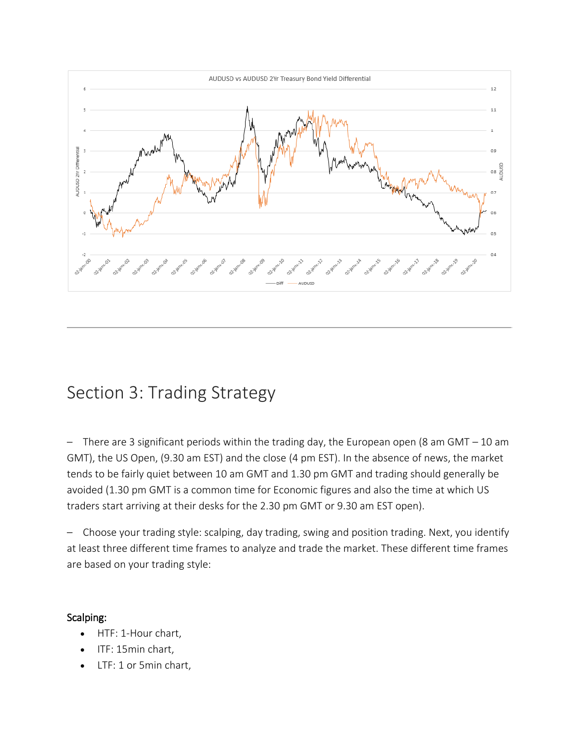AUDUSD vs AUDUSD 2Yr Treasury Bond Yield Differential

---

## Section 3: Trading Strategy

– There are 3 significant periods within the trading day, the European open (8 am GMT – 10 am GMT), the US Open, (9.30 am EST) and the close (4 pm EST). In the absence of news, the market tends to be fairly quiet between 10 am GMT and 1.30 pm GMT and trading should generally be avoided (1.30 pm GMT is a common time for Economic figures and also the time at which US traders start arriving at their desks for the 2.30 pm GMT or 9.30 am EST open).

– Choose your trading style: scalping, day trading, swing and position trading. Next, you identify at least three different time frames to analyze and trade the market. These different time frames are based on your trading style:

### Scalping:

- HTF: 1-Hour chart,
- ITF: 15min chart,
- LTF: 1 or 5min chart,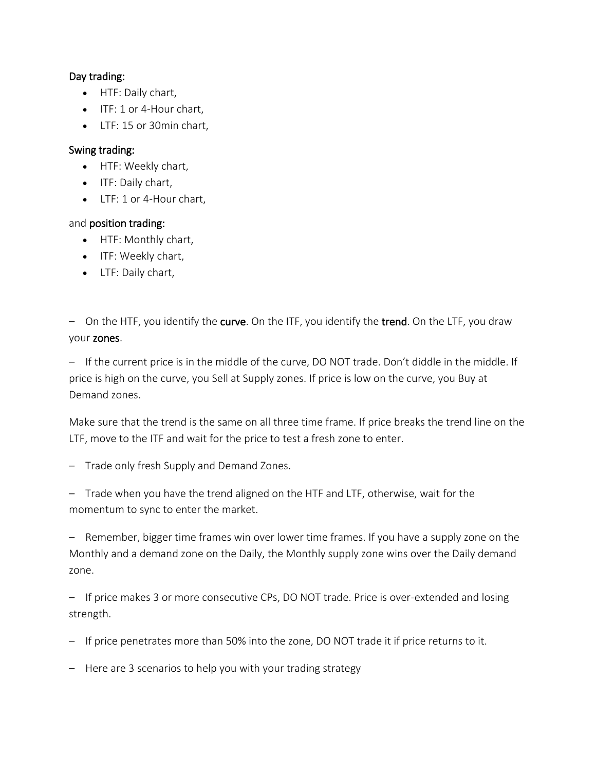**Day trading:**

- HTF: Daily chart,
- ITF: 1 or 4-Hour chart,
- LTF: 15 or 30min chart,

**Swing trading:**

- HTF: Weekly chart,
- ITF: Daily chart,
- LTF: 1 or 4-Hour chart,

and **position trading:**

- HTF: Monthly chart,
- ITF: Weekly chart,
- LTF: Daily chart,

– On the HTF, you identify the **curve**. On the ITF, you identify the **trend**. On the LTF, you draw your **zones**.

– If the current price is in the middle of the curve, DO NOT trade. Don't diddle in the middle. If price is high on the curve, you Sell at Supply zones. If price is low on the curve, you Buy at Demand zones.

Make sure that the trend is the same on all three time frame. If price breaks the trend line on the LTF, move to the ITF and wait for the price to test a fresh zone to enter.

– Trade only fresh Supply and Demand Zones.

– Trade when you have the trend aligned on the HTF and LTF, otherwise, wait for the momentum to sync to enter the market.

– Remember, bigger time frames win over lower time frames. If you have a supply zone on the Monthly and a demand zone on the Daily, the Monthly supply zone wins over the Daily demand zone.

– If price makes 3 or more consecutive CPs, DO NOT trade. Price is over-extended and losing strength.

– If price penetrates more than 50% into the zone, DO NOT trade it if price returns to it.

– Here are 3 scenarios to help you with your trading strategy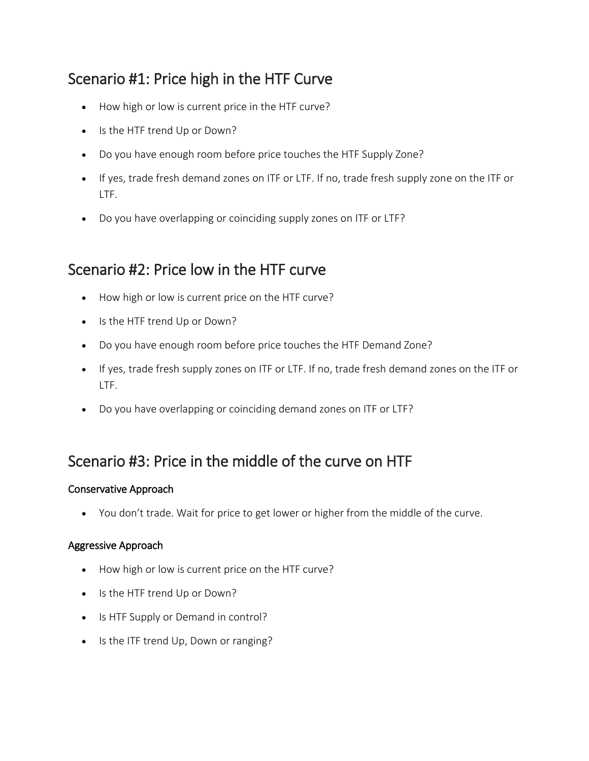## Scenario #1: Price high in the HTF Curve

- How high or low is current price in the HTF curve?
- Is the HTF trend Up or Down?
- Do you have enough room before price touches the HTF Supply Zone?
- If yes, trade fresh demand zones on ITF or LTF. If no, trade fresh supply zone on the ITF or LTF.
- Do you have overlapping or coinciding supply zones on ITF or LTF?

## Scenario #2: Price low in the HTF curve

- How high or low is current price on the HTF curve?
- Is the HTF trend Up or Down?
- Do you have enough room before price touches the HTF Demand Zone?
- If yes, trade fresh supply zones on ITF or LTF. If no, trade fresh demand zones on the ITF or LTF.
- Do you have overlapping or coinciding demand zones on ITF or LTF?

## Scenario #3: Price in the middle of the curve on HTF

### Conservative Approach

- You don't trade. Wait for price to get lower or higher from the middle of the curve.

### Aggressive Approach

- How high or low is current price on the HTF curve?
- Is the HTF trend Up or Down?
- Is HTF Supply or Demand in control?
- Is the ITF trend Up, Down or ranging?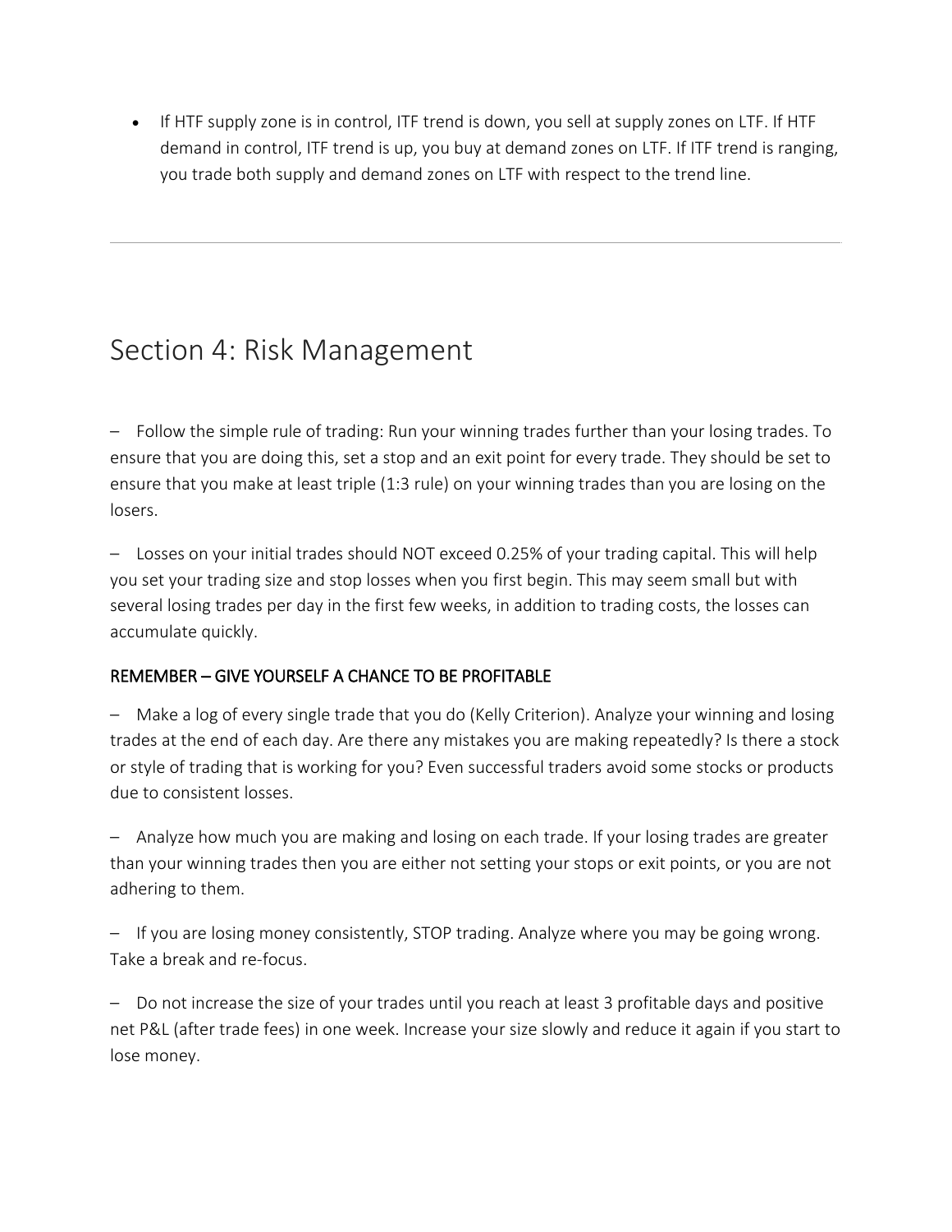- If HTF supply zone is in control, ITF trend is down, you sell at supply zones on LTF. If HTF demand in control, ITF trend is up, you buy at demand zones on LTF. If ITF trend is ranging, you trade both supply and demand zones on LTF with respect to the trend line.

---

# Section 4: Risk Management

– Follow the simple rule of trading: Run your winning trades further than your losing trades. To ensure that you are doing this, set a stop and an exit point for every trade. They should be set to ensure that you make at least triple (1:3 rule) on your winning trades than you are losing on the losers.

– Losses on your initial trades should NOT exceed 0.25% of your trading capital. This will help you set your trading size and stop losses when you first begin. This may seem small but with several losing trades per day in the first few weeks, in addition to trading costs, the losses can accumulate quickly.

**REMEMBER – GIVE YOURSELF A CHANCE TO BE PROFITABLE**

– Make a log of every single trade that you do (Kelly Criterion). Analyze your winning and losing trades at the end of each day. Are there any mistakes you are making repeatedly? Is there a stock or style of trading that is working for you? Even successful traders avoid some stocks or products due to consistent losses.

– Analyze how much you are making and losing on each trade. If your losing trades are greater than your winning trades then you are either not setting your stops or exit points, or you are not adhering to them.

– If you are losing money consistently, STOP trading. Analyze where you may be going wrong. Take a break and re-focus.

– Do not increase the size of your trades until you reach at least 3 profitable days and positive net P&L (after trade fees) in one week. Increase your size slowly and reduce it again if you start to lose money.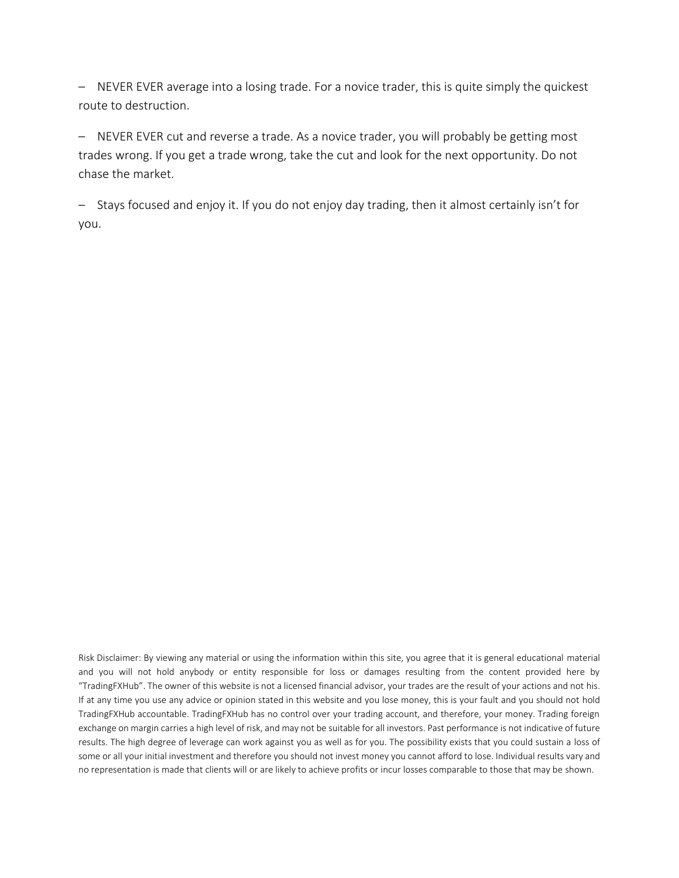– NEVER EVER average into a losing trade. For a novice trader, this is quite simply the quickest route to destruction.

– NEVER EVER cut and reverse a trade. As a novice trader, you will probably be getting most trades wrong. If you get a trade wrong, take the cut and look for the next opportunity. Do not chase the market.

– Stays focused and enjoy it. If you do not enjoy day trading, then it almost certainly isn't for you.

Risk Disclaimer: By viewing any material or using the information within this site, you agree that it is general educational material and you will not hold anybody or entity responsible for loss or damages resulting from the content provided here by "TradingFXHub". The owner of this website is not a licensed financial advisor, your trades are the result of your actions and not his. If at any time you use any advice or opinion stated in this website and you lose money, this is your fault and you should not hold TradingFXHub accountable. TradingFXHub has no control over your trading account, and therefore, your money. Trading foreign exchange on margin carries a high level of risk, and may not be suitable for all investors. Past performance is not indicative of future results. The high degree of leverage can work against you as well as for you. The possibility exists that you could sustain a loss of some or all your initial investment and therefore you should not invest money you cannot afford to lose. Individual results vary and no representation is made that clients will or are likely to achieve profits or incur losses comparable to those that may be shown.